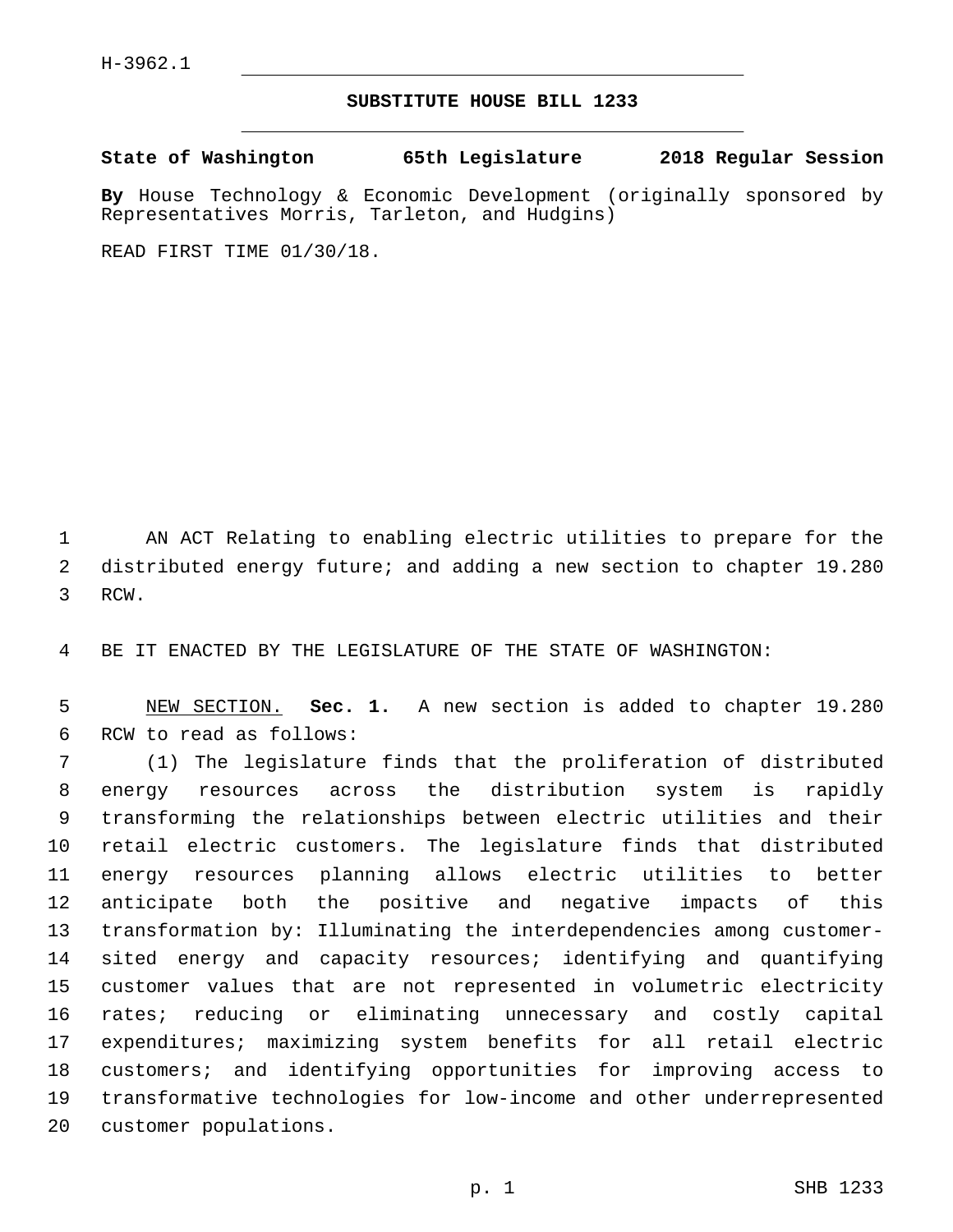H-3962.1

## SUBSTITUTE HOUSE BILL 1233

**State of Washington 65th Legislature 2018 Regular Session**

**By** House Technology & Economic Development (originally sponsored by Representatives Morris, Tarleton, and Hudgins)

READ FIRST TIME 01/30/18.

AN ACT Relating to enabling electric utilities to prepare for the distributed energy future; and adding a new section to chapter 19.280 RCW.

BE IT ENACTED BY THE LEGISLATURE OF THE STATE OF WASHINGTON:

NEW SECTION. **Sec. 1.** A new section is added to chapter 19.280 RCW to read as follows:

(1) The legislature finds that the proliferation of distributed energy resources across the distribution system is rapidly transforming the relationships between electric utilities and their retail electric customers. The legislature finds that distributed energy resources planning allows electric utilities to better anticipate both the positive and negative impacts of this transformation by: Illuminating the interdependencies among customer-sited energy and capacity resources; identifying and quantifying customer values that are not represented in volumetric electricity rates; reducing or eliminating unnecessary and costly capital expenditures; maximizing system benefits for all retail electric customers; and identifying opportunities for improving access to transformative technologies for low-income and other underrepresented customer populations.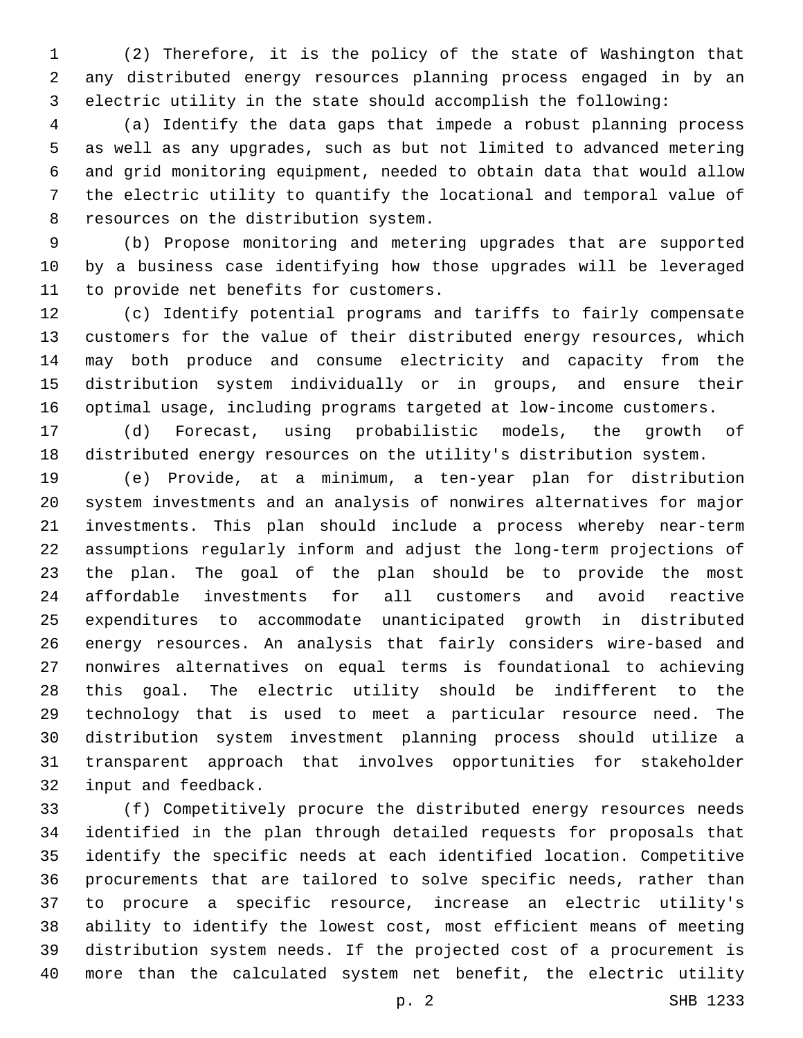(2) Therefore, it is the policy of the state of Washington that any distributed energy resources planning process engaged in by an electric utility in the state should accomplish the following:

(a) Identify the data gaps that impede a robust planning process as well as any upgrades, such as but not limited to advanced metering and grid monitoring equipment, needed to obtain data that would allow the electric utility to quantify the locational and temporal value of resources on the distribution system.

(b) Propose monitoring and metering upgrades that are supported by a business case identifying how those upgrades will be leveraged to provide net benefits for customers.

(c) Identify potential programs and tariffs to fairly compensate customers for the value of their distributed energy resources, which may both produce and consume electricity and capacity from the distribution system individually or in groups, and ensure their optimal usage, including programs targeted at low-income customers.

(d) Forecast, using probabilistic models, the growth of distributed energy resources on the utility's distribution system.

(e) Provide, at a minimum, a ten-year plan for distribution system investments and an analysis of nonwires alternatives for major investments. This plan should include a process whereby near-term assumptions regularly inform and adjust the long-term projections of the plan. The goal of the plan should be to provide the most affordable investments for all customers and avoid reactive expenditures to accommodate unanticipated growth in distributed energy resources. An analysis that fairly considers wire-based and nonwires alternatives on equal terms is foundational to achieving this goal. The electric utility should be indifferent to the technology that is used to meet a particular resource need. The distribution system investment planning process should utilize a transparent approach that involves opportunities for stakeholder input and feedback.

(f) Competitively procure the distributed energy resources needs identified in the plan through detailed requests for proposals that identify the specific needs at each identified location. Competitive procurements that are tailored to solve specific needs, rather than to procure a specific resource, increase an electric utility's ability to identify the lowest cost, most efficient means of meeting distribution system needs. If the projected cost of a procurement is more than the calculated system net benefit, the electric utility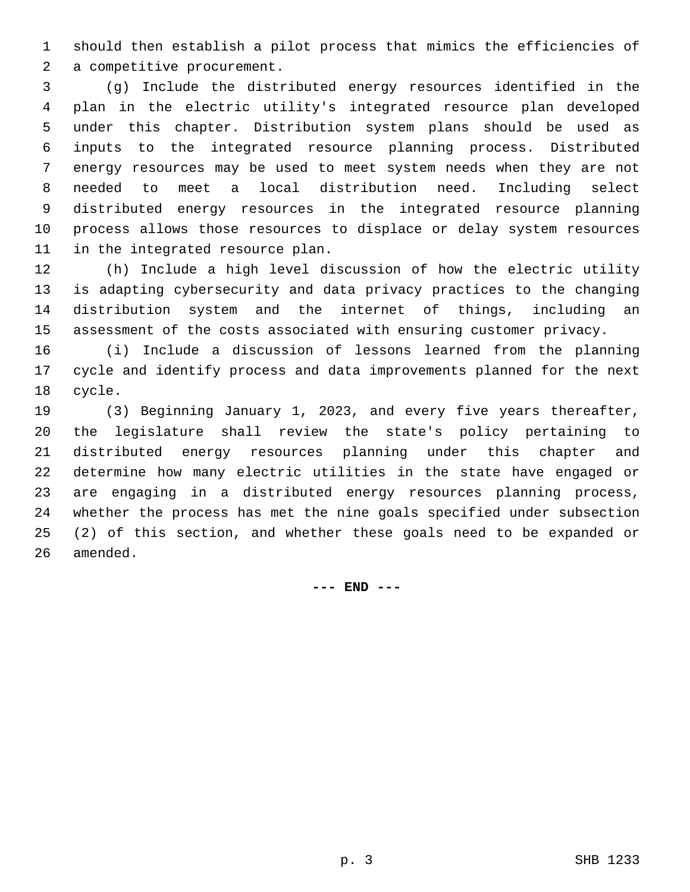should then establish a pilot process that mimics the efficiencies of a competitive procurement.

(g) Include the distributed energy resources identified in the plan in the electric utility's integrated resource plan developed under this chapter. Distribution system plans should be used as inputs to the integrated resource planning process. Distributed energy resources may be used to meet system needs when they are not needed to meet a local distribution need. Including select distributed energy resources in the integrated resource planning process allows those resources to displace or delay system resources in the integrated resource plan.

(h) Include a high level discussion of how the electric utility is adapting cybersecurity and data privacy practices to the changing distribution system and the internet of things, including an assessment of the costs associated with ensuring customer privacy.

(i) Include a discussion of lessons learned from the planning cycle and identify process and data improvements planned for the next cycle.

(3) Beginning January 1, 2023, and every five years thereafter, the legislature shall review the state's policy pertaining to distributed energy resources planning under this chapter and determine how many electric utilities in the state have engaged or are engaging in a distributed energy resources planning process, whether the process has met the nine goals specified under subsection (2) of this section, and whether these goals need to be expanded or amended.

**--- END ---**